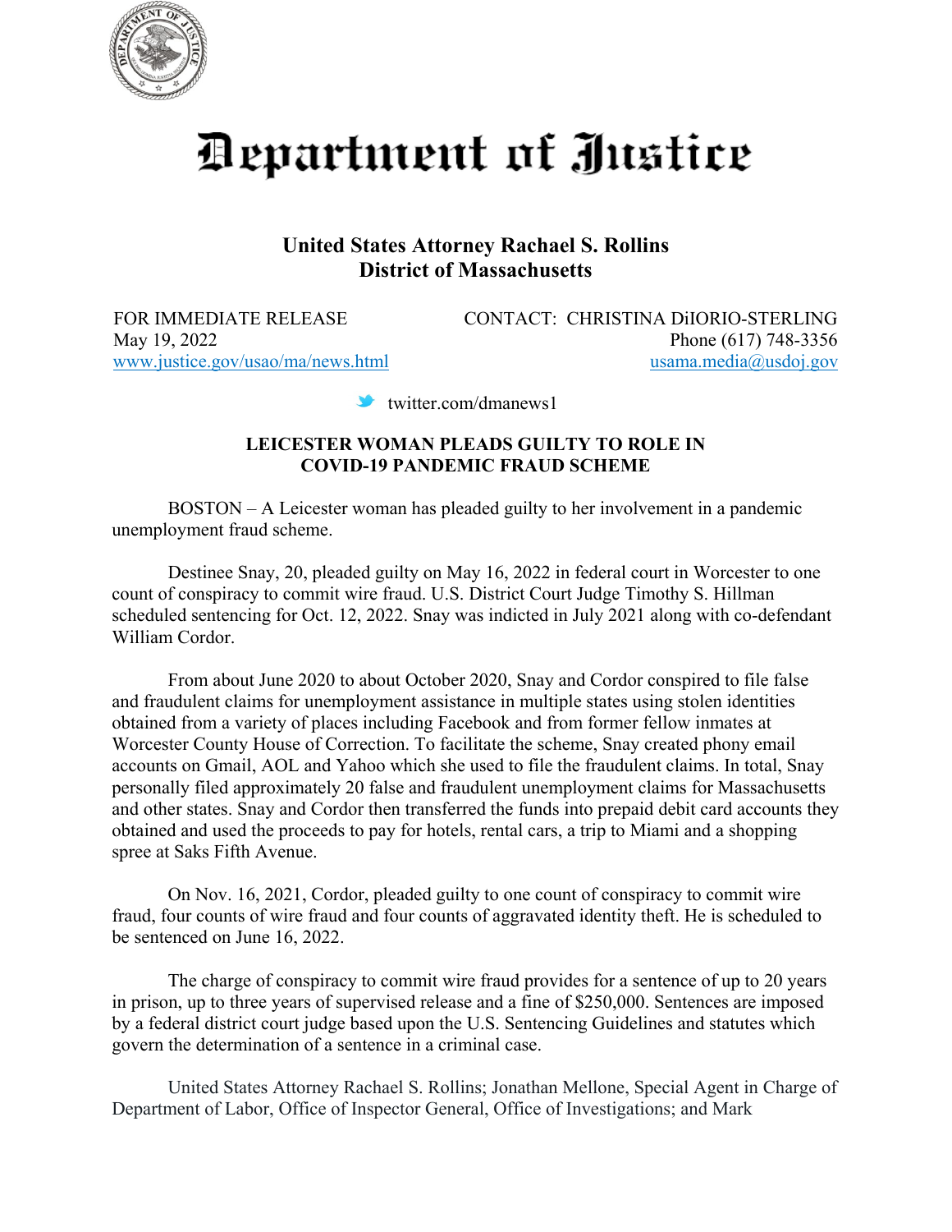# Department of Justice

**United States Attorney Rachael S. Rollins**
**District of Massachusetts**

FOR IMMEDIATE RELEASE
May 19, 2022
www.justice.gov/usao/ma/news.html

CONTACT: CHRISTINA DiIORIO-STERLING
Phone (617) 748-3356
usama.media@usdoj.gov

twitter.com/dmanews1

**LEICESTER WOMAN PLEADS GUILTY TO ROLE IN COVID-19 PANDEMIC FRAUD SCHEME**

BOSTON – A Leicester woman has pleaded guilty to her involvement in a pandemic unemployment fraud scheme.

Destinee Snay, 20, pleaded guilty on May 16, 2022 in federal court in Worcester to one count of conspiracy to commit wire fraud. U.S. District Court Judge Timothy S. Hillman scheduled sentencing for Oct. 12, 2022. Snay was indicted in July 2021 along with co-defendant William Cordor.

From about June 2020 to about October 2020, Snay and Cordor conspired to file false and fraudulent claims for unemployment assistance in multiple states using stolen identities obtained from a variety of places including Facebook and from former fellow inmates at Worcester County House of Correction. To facilitate the scheme, Snay created phony email accounts on Gmail, AOL and Yahoo which she used to file the fraudulent claims. In total, Snay personally filed approximately 20 false and fraudulent unemployment claims for Massachusetts and other states. Snay and Cordor then transferred the funds into prepaid debit card accounts they obtained and used the proceeds to pay for hotels, rental cars, a trip to Miami and a shopping spree at Saks Fifth Avenue.

On Nov. 16, 2021, Cordor, pleaded guilty to one count of conspiracy to commit wire fraud, four counts of wire fraud and four counts of aggravated identity theft. He is scheduled to be sentenced on June 16, 2022.

The charge of conspiracy to commit wire fraud provides for a sentence of up to 20 years in prison, up to three years of supervised release and a fine of $250,000. Sentences are imposed by a federal district court judge based upon the U.S. Sentencing Guidelines and statutes which govern the determination of a sentence in a criminal case.

United States Attorney Rachael S. Rollins; Jonathan Mellone, Special Agent in Charge of Department of Labor, Office of Inspector General, Office of Investigations; and Mark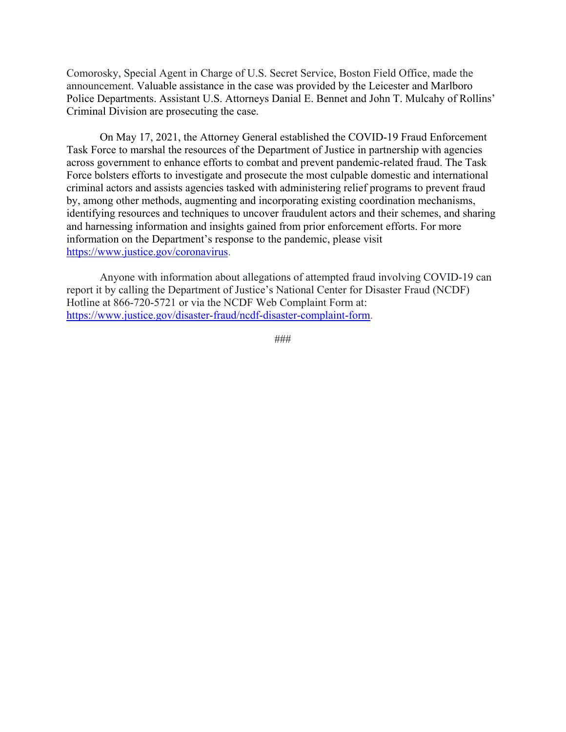Comorosky, Special Agent in Charge of U.S. Secret Service, Boston Field Office, made the announcement. Valuable assistance in the case was provided by the Leicester and Marlboro Police Departments. Assistant U.S. Attorneys Danial E. Bennet and John T. Mulcahy of Rollins' Criminal Division are prosecuting the case.

On May 17, 2021, the Attorney General established the COVID-19 Fraud Enforcement Task Force to marshal the resources of the Department of Justice in partnership with agencies across government to enhance efforts to combat and prevent pandemic-related fraud. The Task Force bolsters efforts to investigate and prosecute the most culpable domestic and international criminal actors and assists agencies tasked with administering relief programs to prevent fraud by, among other methods, augmenting and incorporating existing coordination mechanisms, identifying resources and techniques to uncover fraudulent actors and their schemes, and sharing and harnessing information and insights gained from prior enforcement efforts. For more information on the Department's response to the pandemic, please visit https://www.justice.gov/coronavirus.

Anyone with information about allegations of attempted fraud involving COVID-19 can report it by calling the Department of Justice's National Center for Disaster Fraud (NCDF) Hotline at 866-720-5721 or via the NCDF Web Complaint Form at: https://www.justice.gov/disaster-fraud/ncdf-disaster-complaint-form.

###